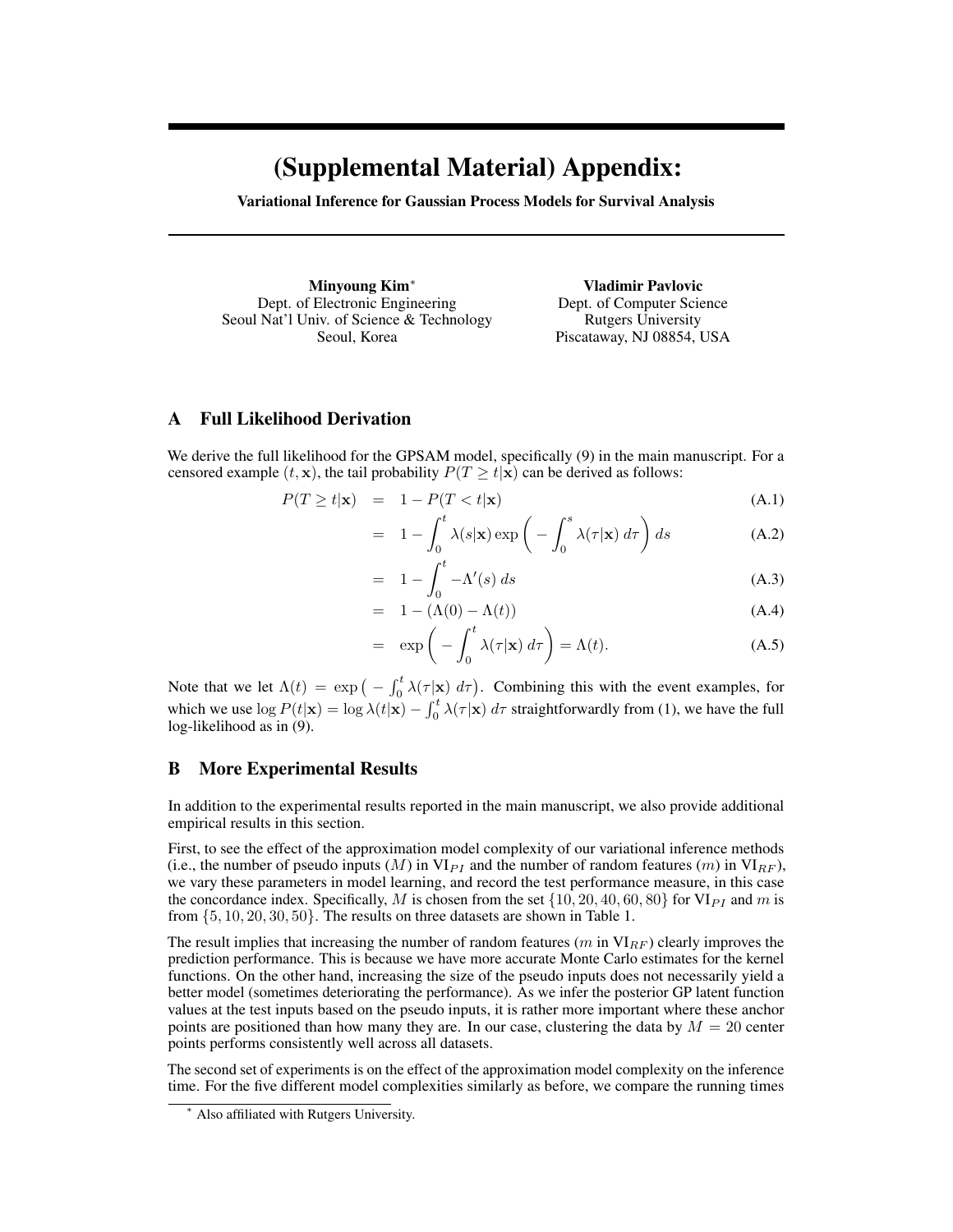# (Supplemental Material) Appendix:

**Variational Inference for Gaussian Process Models for Survival Analysis**

**Minyoung Kim**[*]  
Dept. of Electronic Engineering  
Seoul Nat'l Univ. of Science & Technology  
Seoul, Korea

**Vladimir Pavlovic**  
Dept. of Computer Science  
Rutgers University  
Piscataway, NJ 08854, USA

## A Full Likelihood Derivation

We derive the full likelihood for the GPSAM model, specifically (9) in the main manuscript. For a censored example $(t, \mathbf{x})$, the tail probability $P(T \geq t|\mathbf{x})$ can be derived as follows:

$$
\begin{aligned}
P(T \geq t|\mathbf{x}) &= 1 - P(T < t|\mathbf{x}) && \text{(A.1)} \\
&= 1 - \int_0^t \lambda(s|\mathbf{x}) \exp\bigg( - \int_0^s \lambda(\tau|\mathbf{x}) \, d\tau \bigg) \, ds && \text{(A.2)} \\
&= 1 - \int_0^t -\Lambda'(s) \, ds && \text{(A.3)} \\
&= 1 - (\Lambda(0) - \Lambda(t)) && \text{(A.4)} \\
&= \exp\bigg( - \int_0^t \lambda(\tau|\mathbf{x}) \, d\tau \bigg) = \Lambda(t). && \text{(A.5)}
\end{aligned}
$$

Note that we let $\Lambda(t) = \exp\big( - \int_0^t \lambda(\tau|\mathbf{x}) \, d\tau \big)$. Combining this with the event examples, for which we use $\log P(t|\mathbf{x}) = \log \lambda(t|\mathbf{x}) - \int_0^t \lambda(\tau|\mathbf{x}) \, d\tau$ straightforwardly from (1), we have the full log-likelihood as in (9).

## B More Experimental Results

In addition to the experimental results reported in the main manuscript, we also provide additional empirical results in this section.

First, to see the effect of the approximation model complexity of our variational inference methods (i.e., the number of pseudo inputs ($M$) in $\text{VI}_{PI}$ and the number of random features ($m$) in $\text{VI}_{RF}$), we vary these parameters in model learning, and record the test performance measure, in this case the concordance index. Specifically, $M$ is chosen from the set $\{10, 20, 40, 60, 80\}$ for $\text{VI}_{PI}$ and $m$ is from $\{5, 10, 20, 30, 50\}$. The results on three datasets are shown in Table 1.

The result implies that increasing the number of random features ($m$ in $\text{VI}_{RF}$) clearly improves the prediction performance. This is because we have more accurate Monte Carlo estimates for the kernel functions. On the other hand, increasing the size of the pseudo inputs does not necessarily yield a better model (sometimes deteriorating the performance). As we infer the posterior GP latent function values at the test inputs based on the pseudo inputs, it is rather more important where these anchor points are positioned than how many they are. In our case, clustering the data by $M = 20$ center points performs consistently well across all datasets.

The second set of experiments is on the effect of the approximation model complexity on the inference time. For the five different model complexities similarly as before, we compare the running times

[*] Also affiliated with Rutgers University.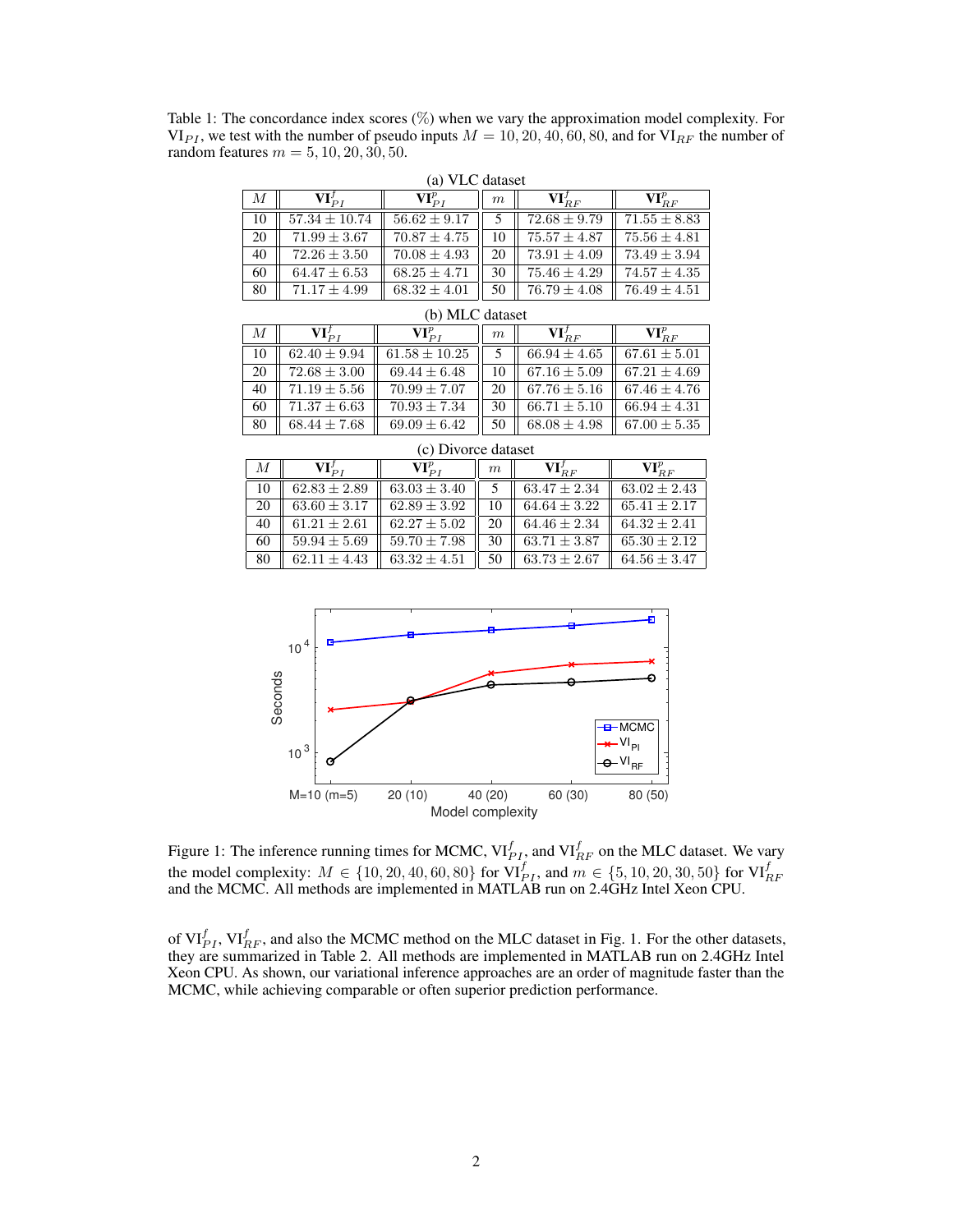Table 1: The concordance index scores (%) when we vary the approximation model complexity. For $\text{VI}_{PI}$, we test with the number of pseudo inputs $M = 10, 20, 40, 60, 80$, and for $\text{VI}_{RF}$ the number of random features $m = 5, 10, 20, 30, 50$.

(a) VLC dataset

| $M$ | $\textbf{VI}_{PI}^{f}$ | $\textbf{VI}_{PI}^{p}$ | $m$ | $\textbf{VI}_{RF}^{f}$ | $\textbf{VI}_{RF}^{p}$ |
|---|---|---|---|---|---|
| 10 | $57.34 \pm 10.74$ | $56.62 \pm 9.17$ | 5 | $72.68 \pm 9.79$ | $71.55 \pm 8.83$ |
| 20 | $71.99 \pm 3.67$ | $70.87 \pm 4.75$ | 10 | $75.57 \pm 4.87$ | $75.56 \pm 4.81$ |
| 40 | $72.26 \pm 3.50$ | $70.08 \pm 4.93$ | 20 | $73.91 \pm 4.09$ | $73.49 \pm 3.94$ |
| 60 | $64.47 \pm 6.53$ | $68.25 \pm 4.71$ | 30 | $75.46 \pm 4.29$ | $74.57 \pm 4.35$ |
| 80 | $71.17 \pm 4.99$ | $68.32 \pm 4.01$ | 50 | $76.79 \pm 4.08$ | $76.49 \pm 4.51$ |

(b) MLC dataset

| $M$ | $\textbf{VI}_{PI}^{f}$ | $\textbf{VI}_{PI}^{p}$ | $m$ | $\textbf{VI}_{RF}^{f}$ | $\textbf{VI}_{RF}^{p}$ |
|---|---|---|---|---|---|
| 10 | $62.40 \pm 9.94$ | $61.58 \pm 10.25$ | 5 | $66.94 \pm 4.65$ | $67.61 \pm 5.01$ |
| 20 | $72.68 \pm 3.00$ | $69.44 \pm 6.48$ | 10 | $67.16 \pm 5.09$ | $67.21 \pm 4.69$ |
| 40 | $71.19 \pm 5.56$ | $70.99 \pm 7.07$ | 20 | $67.76 \pm 5.16$ | $67.46 \pm 4.76$ |
| 60 | $71.37 \pm 6.63$ | $70.93 \pm 7.34$ | 30 | $66.71 \pm 5.10$ | $66.94 \pm 4.31$ |
| 80 | $68.44 \pm 7.68$ | $69.09 \pm 6.42$ | 50 | $68.08 \pm 4.98$ | $67.00 \pm 5.35$ |

(c) Divorce dataset

| $M$ | $\textbf{VI}_{PI}^{f}$ | $\textbf{VI}_{PI}^{p}$ | $m$ | $\textbf{VI}_{RF}^{f}$ | $\textbf{VI}_{RF}^{p}$ |
|---|---|---|---|---|---|
| 10 | $62.83 \pm 2.89$ | $63.03 \pm 3.40$ | 5 | $63.47 \pm 2.34$ | $63.02 \pm 2.43$ |
| 20 | $63.60 \pm 3.17$ | $62.89 \pm 3.92$ | 10 | $64.64 \pm 3.22$ | $65.41 \pm 2.17$ |
| 40 | $61.21 \pm 2.61$ | $62.27 \pm 5.02$ | 20 | $64.46 \pm 2.34$ | $64.32 \pm 2.41$ |
| 60 | $59.94 \pm 5.69$ | $59.70 \pm 7.98$ | 30 | $63.71 \pm 3.87$ | $65.30 \pm 2.12$ |
| 80 | $62.11 \pm 4.43$ | $63.32 \pm 4.51$ | 50 | $63.73 \pm 2.67$ | $64.56 \pm 3.47$ |

Figure 1: The inference running times for MCMC, $\text{VI}_{PI}^{f}$, and $\text{VI}_{RF}^{f}$ on the MLC dataset. We vary the model complexity: $M \in \{10, 20, 40, 60, 80\}$ for $\text{VI}_{PI}^{f}$, and $m \in \{5, 10, 20, 30, 50\}$ for $\text{VI}_{RF}^{f}$ and the MCMC. All methods are implemented in MATLAB run on 2.4GHz Intel Xeon CPU.

of $\text{VI}_{PI}^{f}$, $\text{VI}_{RF}^{f}$, and also the MCMC method on the MLC dataset in Fig. 1. For the other datasets, they are summarized in Table 2. All methods are implemented in MATLAB run on 2.4GHz Intel Xeon CPU. As shown, our variational inference approaches are an order of magnitude faster than the MCMC, while achieving comparable or often superior prediction performance.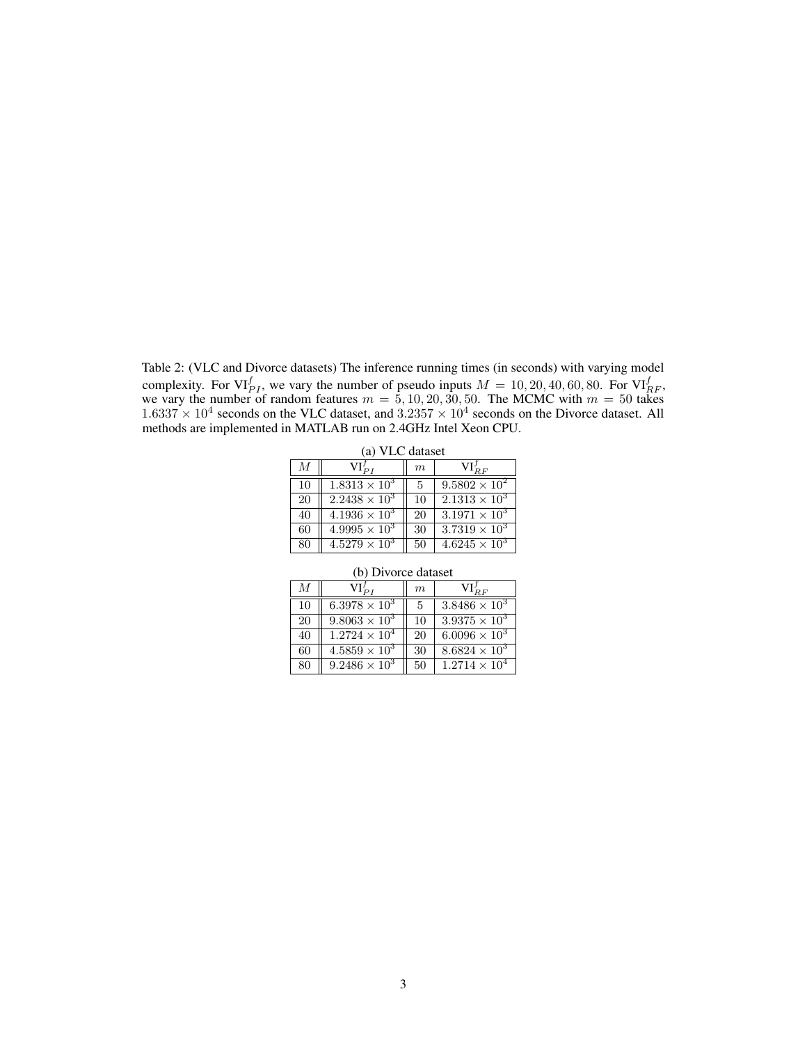Table 2: (VLC and Divorce datasets) The inference running times (in seconds) with varying model complexity. For $\text{VI}^f_{PI}$, we vary the number of pseudo inputs $M = 10, 20, 40, 60, 80$. For $\text{VI}^f_{RF}$, we vary the number of random features $m = 5, 10, 20, 30, 50$. The MCMC with $m = 50$ takes $1.6337 \times 10^4$ seconds on the VLC dataset, and $3.2357 \times 10^4$ seconds on the Divorce dataset. All methods are implemented in MATLAB run on 2.4GHz Intel Xeon CPU.

(a) VLC dataset

| $M$ | $\text{VI}^f_{PI}$ | $m$ | $\text{VI}^f_{RF}$ |
|---|---|---|---|
| 10 | $1.8313 \times 10^3$ | 5 | $9.5802 \times 10^2$ |
| 20 | $2.2438 \times 10^3$ | 10 | $2.1313 \times 10^3$ |
| 40 | $4.1936 \times 10^3$ | 20 | $3.1971 \times 10^3$ |
| 60 | $4.9995 \times 10^3$ | 30 | $3.7319 \times 10^3$ |
| 80 | $4.5279 \times 10^3$ | 50 | $4.6245 \times 10^3$ |

(b) Divorce dataset

| $M$ | $\text{VI}^f_{PI}$ | $m$ | $\text{VI}^f_{RF}$ |
|---|---|---|---|
| 10 | $6.3978 \times 10^3$ | 5 | $3.8486 \times 10^3$ |
| 20 | $9.8063 \times 10^3$ | 10 | $3.9375 \times 10^3$ |
| 40 | $1.2724 \times 10^4$ | 20 | $6.0096 \times 10^3$ |
| 60 | $4.5859 \times 10^3$ | 30 | $8.6824 \times 10^3$ |
| 80 | $9.2486 \times 10^3$ | 50 | $1.2714 \times 10^4$ |